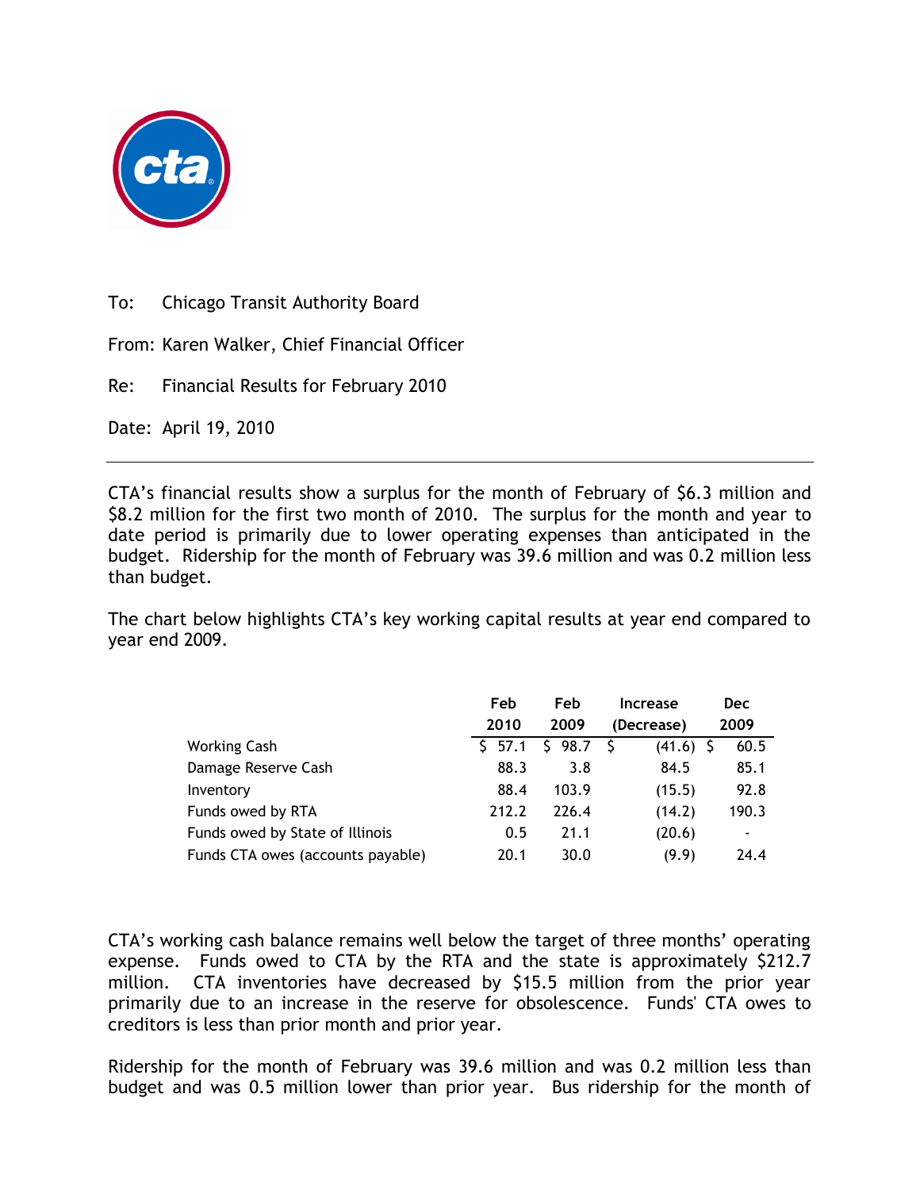To: Chicago Transit Authority Board

From: Karen Walker, Chief Financial Officer

Re: Financial Results for February 2010

Date: April 19, 2010

---

CTA's financial results show a surplus for the month of February of $6.3 million and $8.2 million for the first two month of 2010. The surplus for the month and year to date period is primarily due to lower operating expenses than anticipated in the budget. Ridership for the month of February was 39.6 million and was 0.2 million less than budget.

The chart below highlights CTA's key working capital results at year end compared to year end 2009.

| | Feb 2010 | Feb 2009 | Increase (Decrease) | Dec 2009 |
|---|---|---|---|---|
| Working Cash | $ 57.1 | $ 98.7 | $ (41.6) | $ 60.5 |
| Damage Reserve Cash | 88.3 | 3.8 | 84.5 | 85.1 |
| Inventory | 88.4 | 103.9 | (15.5) | 92.8 |
| Funds owed by RTA | 212.2 | 226.4 | (14.2) | 190.3 |
| Funds owed by State of Illinois | 0.5 | 21.1 | (20.6) | - |
| Funds CTA owes (accounts payable) | 20.1 | 30.0 | (9.9) | 24.4 |

CTA's working cash balance remains well below the target of three months' operating expense. Funds owed to CTA by the RTA and the state is approximately $212.7 million. CTA inventories have decreased by $15.5 million from the prior year primarily due to an increase in the reserve for obsolescence. Funds' CTA owes to creditors is less than prior month and prior year.

Ridership for the month of February was 39.6 million and was 0.2 million less than budget and was 0.5 million lower than prior year. Bus ridership for the month of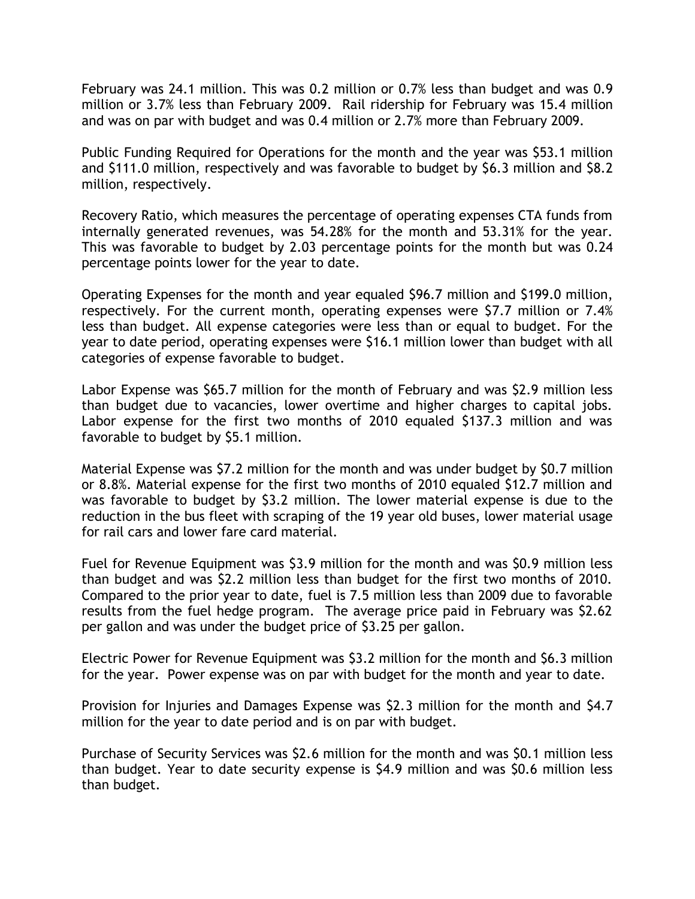February was 24.1 million. This was 0.2 million or 0.7% less than budget and was 0.9 million or 3.7% less than February 2009. Rail ridership for February was 15.4 million and was on par with budget and was 0.4 million or 2.7% more than February 2009.

Public Funding Required for Operations for the month and the year was $53.1 million and $111.0 million, respectively and was favorable to budget by $6.3 million and $8.2 million, respectively.

Recovery Ratio, which measures the percentage of operating expenses CTA funds from internally generated revenues, was 54.28% for the month and 53.31% for the year. This was favorable to budget by 2.03 percentage points for the month but was 0.24 percentage points lower for the year to date.

Operating Expenses for the month and year equaled $96.7 million and $199.0 million, respectively. For the current month, operating expenses were $7.7 million or 7.4% less than budget. All expense categories were less than or equal to budget. For the year to date period, operating expenses were $16.1 million lower than budget with all categories of expense favorable to budget.

Labor Expense was $65.7 million for the month of February and was $2.9 million less than budget due to vacancies, lower overtime and higher charges to capital jobs. Labor expense for the first two months of 2010 equaled $137.3 million and was favorable to budget by $5.1 million.

Material Expense was $7.2 million for the month and was under budget by $0.7 million or 8.8%. Material expense for the first two months of 2010 equaled $12.7 million and was favorable to budget by $3.2 million. The lower material expense is due to the reduction in the bus fleet with scraping of the 19 year old buses, lower material usage for rail cars and lower fare card material.

Fuel for Revenue Equipment was $3.9 million for the month and was $0.9 million less than budget and was $2.2 million less than budget for the first two months of 2010. Compared to the prior year to date, fuel is 7.5 million less than 2009 due to favorable results from the fuel hedge program. The average price paid in February was $2.62 per gallon and was under the budget price of $3.25 per gallon.

Electric Power for Revenue Equipment was $3.2 million for the month and $6.3 million for the year. Power expense was on par with budget for the month and year to date.

Provision for Injuries and Damages Expense was $2.3 million for the month and $4.7 million for the year to date period and is on par with budget.

Purchase of Security Services was $2.6 million for the month and was $0.1 million less than budget. Year to date security expense is $4.9 million and was $0.6 million less than budget.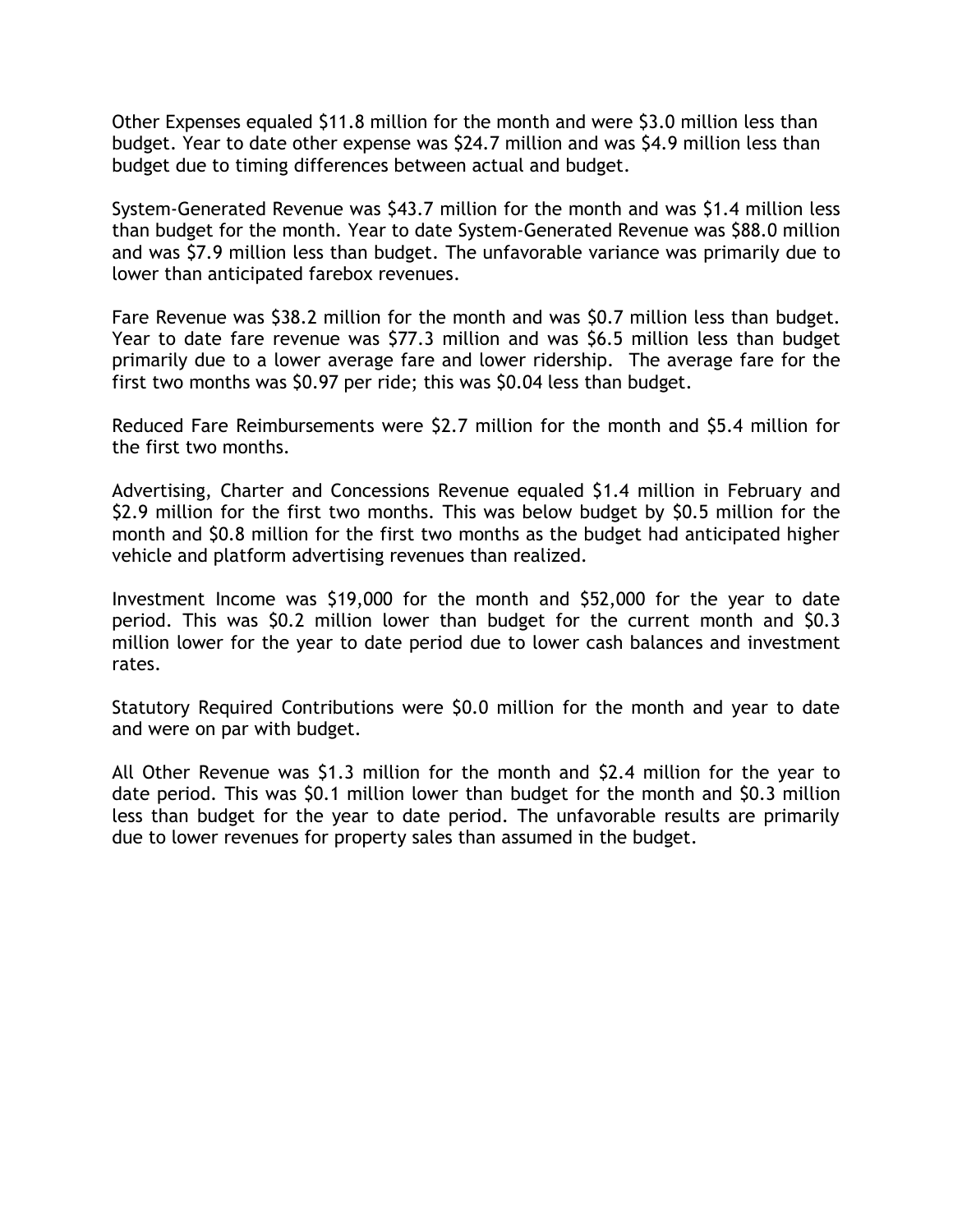Other Expenses equaled $11.8 million for the month and were $3.0 million less than budget. Year to date other expense was $24.7 million and was $4.9 million less than budget due to timing differences between actual and budget.

System-Generated Revenue was $43.7 million for the month and was $1.4 million less than budget for the month. Year to date System-Generated Revenue was $88.0 million and was $7.9 million less than budget. The unfavorable variance was primarily due to lower than anticipated farebox revenues.

Fare Revenue was $38.2 million for the month and was $0.7 million less than budget. Year to date fare revenue was $77.3 million and was $6.5 million less than budget primarily due to a lower average fare and lower ridership. The average fare for the first two months was $0.97 per ride; this was $0.04 less than budget.

Reduced Fare Reimbursements were $2.7 million for the month and $5.4 million for the first two months.

Advertising, Charter and Concessions Revenue equaled $1.4 million in February and $2.9 million for the first two months. This was below budget by $0.5 million for the month and $0.8 million for the first two months as the budget had anticipated higher vehicle and platform advertising revenues than realized.

Investment Income was $19,000 for the month and $52,000 for the year to date period. This was $0.2 million lower than budget for the current month and $0.3 million lower for the year to date period due to lower cash balances and investment rates.

Statutory Required Contributions were $0.0 million for the month and year to date and were on par with budget.

All Other Revenue was $1.3 million for the month and $2.4 million for the year to date period. This was $0.1 million lower than budget for the month and $0.3 million less than budget for the year to date period. The unfavorable results are primarily due to lower revenues for property sales than assumed in the budget.